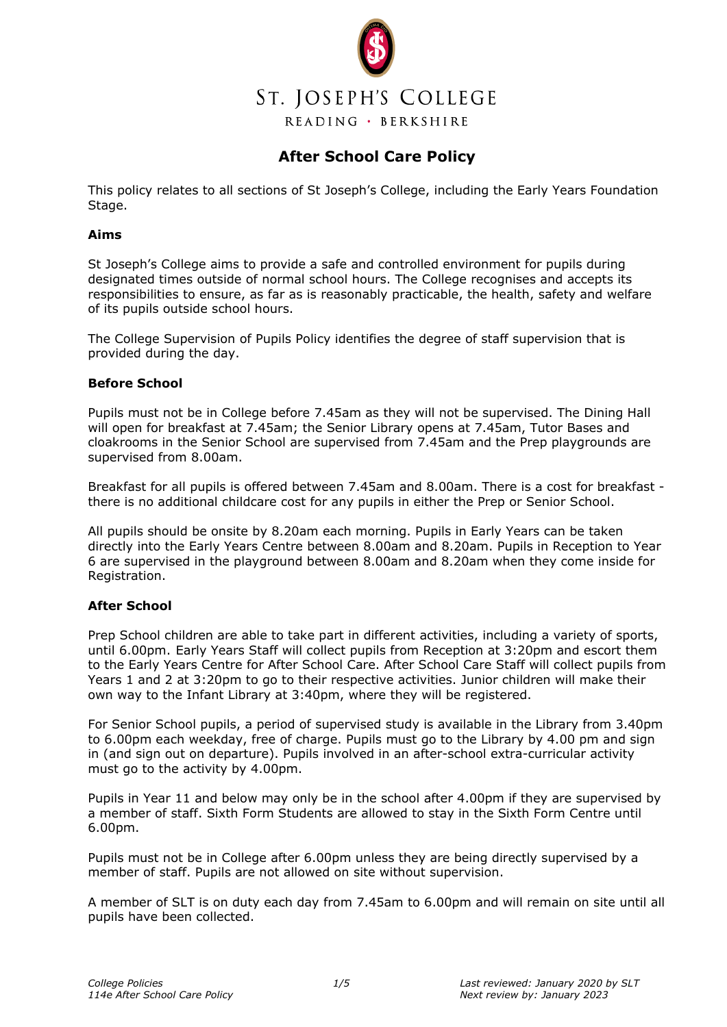ST. JOSEPH'S COLLEGE

READING · BERKSHIRE

# After School Care Policy

This policy relates to all sections of St Joseph's College, including the Early Years Foundation Stage.

## Aims

St Joseph's College aims to provide a safe and controlled environment for pupils during designated times outside of normal school hours. The College recognises and accepts its responsibilities to ensure, as far as is reasonably practicable, the health, safety and welfare of its pupils outside school hours.

The College Supervision of Pupils Policy identifies the degree of staff supervision that is provided during the day.

## Before School

Pupils must not be in College before 7.45am as they will not be supervised. The Dining Hall will open for breakfast at 7.45am; the Senior Library opens at 7.45am, Tutor Bases and cloakrooms in the Senior School are supervised from 7.45am and the Prep playgrounds are supervised from 8.00am.

Breakfast for all pupils is offered between 7.45am and 8.00am. There is a cost for breakfast - there is no additional childcare cost for any pupils in either the Prep or Senior School.

All pupils should be onsite by 8.20am each morning. Pupils in Early Years can be taken directly into the Early Years Centre between 8.00am and 8.20am. Pupils in Reception to Year 6 are supervised in the playground between 8.00am and 8.20am when they come inside for Registration.

## After School

Prep School children are able to take part in different activities, including a variety of sports, until 6.00pm. Early Years Staff will collect pupils from Reception at 3:20pm and escort them to the Early Years Centre for After School Care. After School Care Staff will collect pupils from Years 1 and 2 at 3:20pm to go to their respective activities. Junior children will make their own way to the Infant Library at 3:40pm, where they will be registered.

For Senior School pupils, a period of supervised study is available in the Library from 3.40pm to 6.00pm each weekday, free of charge. Pupils must go to the Library by 4.00 pm and sign in (and sign out on departure). Pupils involved in an after-school extra-curricular activity must go to the activity by 4.00pm.

Pupils in Year 11 and below may only be in the school after 4.00pm if they are supervised by a member of staff. Sixth Form Students are allowed to stay in the Sixth Form Centre until 6.00pm.

Pupils must not be in College after 6.00pm unless they are being directly supervised by a member of staff. Pupils are not allowed on site without supervision.

A member of SLT is on duty each day from 7.45am to 6.00pm and will remain on site until all pupils have been collected.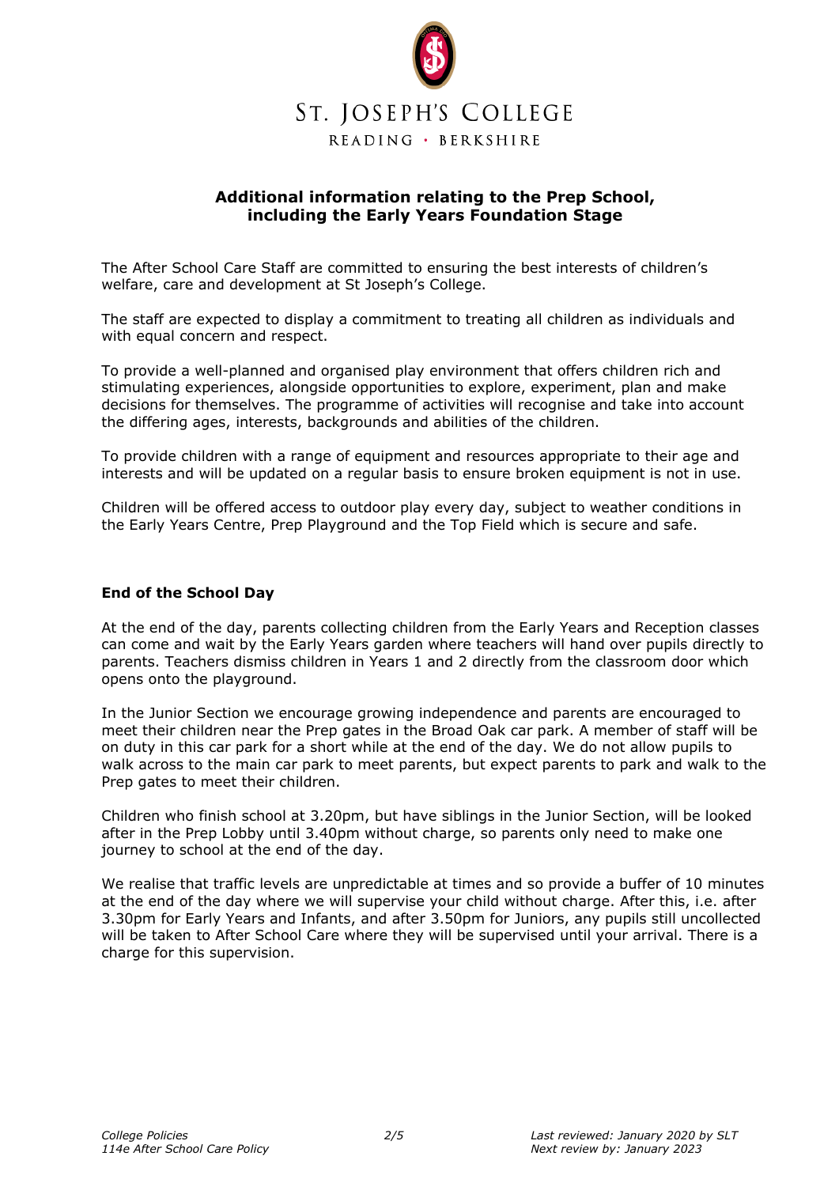## Additional information relating to the Prep School, including the Early Years Foundation Stage

The After School Care Staff are committed to ensuring the best interests of children's welfare, care and development at St Joseph's College.

The staff are expected to display a commitment to treating all children as individuals and with equal concern and respect.

To provide a well-planned and organised play environment that offers children rich and stimulating experiences, alongside opportunities to explore, experiment, plan and make decisions for themselves. The programme of activities will recognise and take into account the differing ages, interests, backgrounds and abilities of the children.

To provide children with a range of equipment and resources appropriate to their age and interests and will be updated on a regular basis to ensure broken equipment is not in use.

Children will be offered access to outdoor play every day, subject to weather conditions in the Early Years Centre, Prep Playground and the Top Field which is secure and safe.

### End of the School Day

At the end of the day, parents collecting children from the Early Years and Reception classes can come and wait by the Early Years garden where teachers will hand over pupils directly to parents. Teachers dismiss children in Years 1 and 2 directly from the classroom door which opens onto the playground.

In the Junior Section we encourage growing independence and parents are encouraged to meet their children near the Prep gates in the Broad Oak car park. A member of staff will be on duty in this car park for a short while at the end of the day. We do not allow pupils to walk across to the main car park to meet parents, but expect parents to park and walk to the Prep gates to meet their children.

Children who finish school at 3.20pm, but have siblings in the Junior Section, will be looked after in the Prep Lobby until 3.40pm without charge, so parents only need to make one journey to school at the end of the day.

We realise that traffic levels are unpredictable at times and so provide a buffer of 10 minutes at the end of the day where we will supervise your child without charge. After this, i.e. after 3.30pm for Early Years and Infants, and after 3.50pm for Juniors, any pupils still uncollected will be taken to After School Care where they will be supervised until your arrival. There is a charge for this supervision.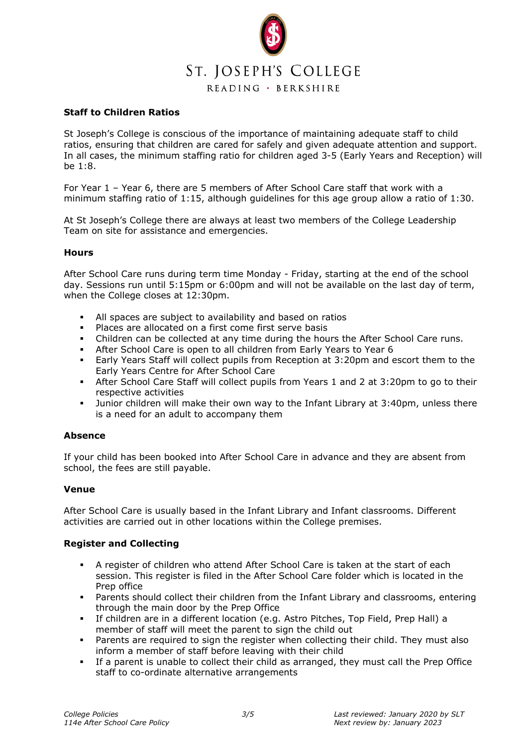**Staff to Children Ratios**

St Joseph's College is conscious of the importance of maintaining adequate staff to child ratios, ensuring that children are cared for safely and given adequate attention and support. In all cases, the minimum staffing ratio for children aged 3-5 (Early Years and Reception) will be 1:8.

For Year 1 – Year 6, there are 5 members of After School Care staff that work with a minimum staffing ratio of 1:15, although guidelines for this age group allow a ratio of 1:30.

At St Joseph's College there are always at least two members of the College Leadership Team on site for assistance and emergencies.

**Hours**

After School Care runs during term time Monday - Friday, starting at the end of the school day. Sessions run until 5:15pm or 6:00pm and will not be available on the last day of term, when the College closes at 12:30pm.

- All spaces are subject to availability and based on ratios
- Places are allocated on a first come first serve basis
- Children can be collected at any time during the hours the After School Care runs.
- After School Care is open to all children from Early Years to Year 6
- Early Years Staff will collect pupils from Reception at 3:20pm and escort them to the Early Years Centre for After School Care
- After School Care Staff will collect pupils from Years 1 and 2 at 3:20pm to go to their respective activities
- Junior children will make their own way to the Infant Library at 3:40pm, unless there is a need for an adult to accompany them

**Absence**

If your child has been booked into After School Care in advance and they are absent from school, the fees are still payable.

**Venue**

After School Care is usually based in the Infant Library and Infant classrooms. Different activities are carried out in other locations within the College premises.

**Register and Collecting**

- A register of children who attend After School Care is taken at the start of each session. This register is filed in the After School Care folder which is located in the Prep office
- Parents should collect their children from the Infant Library and classrooms, entering through the main door by the Prep Office
- If children are in a different location (e.g. Astro Pitches, Top Field, Prep Hall) a member of staff will meet the parent to sign the child out
- Parents are required to sign the register when collecting their child. They must also inform a member of staff before leaving with their child
- If a parent is unable to collect their child as arranged, they must call the Prep Office staff to co-ordinate alternative arrangements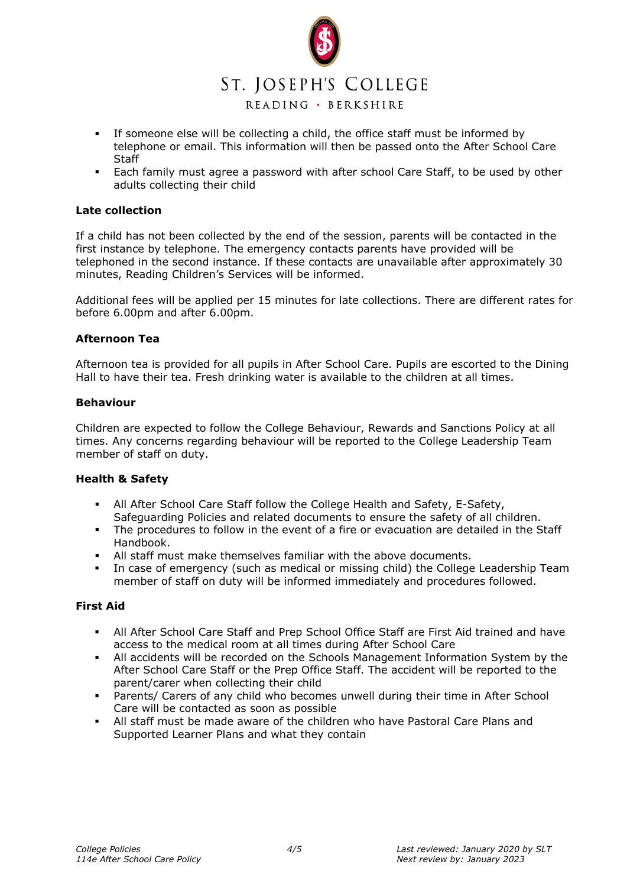- If someone else will be collecting a child, the office staff must be informed by telephone or email. This information will then be passed onto the After School Care Staff
- Each family must agree a password with after school Care Staff, to be used by other adults collecting their child

**Late collection**

If a child has not been collected by the end of the session, parents will be contacted in the first instance by telephone. The emergency contacts parents have provided will be telephoned in the second instance. If these contacts are unavailable after approximately 30 minutes, Reading Children's Services will be informed.

Additional fees will be applied per 15 minutes for late collections. There are different rates for before 6.00pm and after 6.00pm.

**Afternoon Tea**

Afternoon tea is provided for all pupils in After School Care. Pupils are escorted to the Dining Hall to have their tea. Fresh drinking water is available to the children at all times.

**Behaviour**

Children are expected to follow the College Behaviour, Rewards and Sanctions Policy at all times. Any concerns regarding behaviour will be reported to the College Leadership Team member of staff on duty.

**Health & Safety**

- All After School Care Staff follow the College Health and Safety, E-Safety, Safeguarding Policies and related documents to ensure the safety of all children.
- The procedures to follow in the event of a fire or evacuation are detailed in the Staff Handbook.
- All staff must make themselves familiar with the above documents.
- In case of emergency (such as medical or missing child) the College Leadership Team member of staff on duty will be informed immediately and procedures followed.

**First Aid**

- All After School Care Staff and Prep School Office Staff are First Aid trained and have access to the medical room at all times during After School Care
- All accidents will be recorded on the Schools Management Information System by the After School Care Staff or the Prep Office Staff. The accident will be reported to the parent/carer when collecting their child
- Parents/ Carers of any child who becomes unwell during their time in After School Care will be contacted as soon as possible
- All staff must be made aware of the children who have Pastoral Care Plans and Supported Learner Plans and what they contain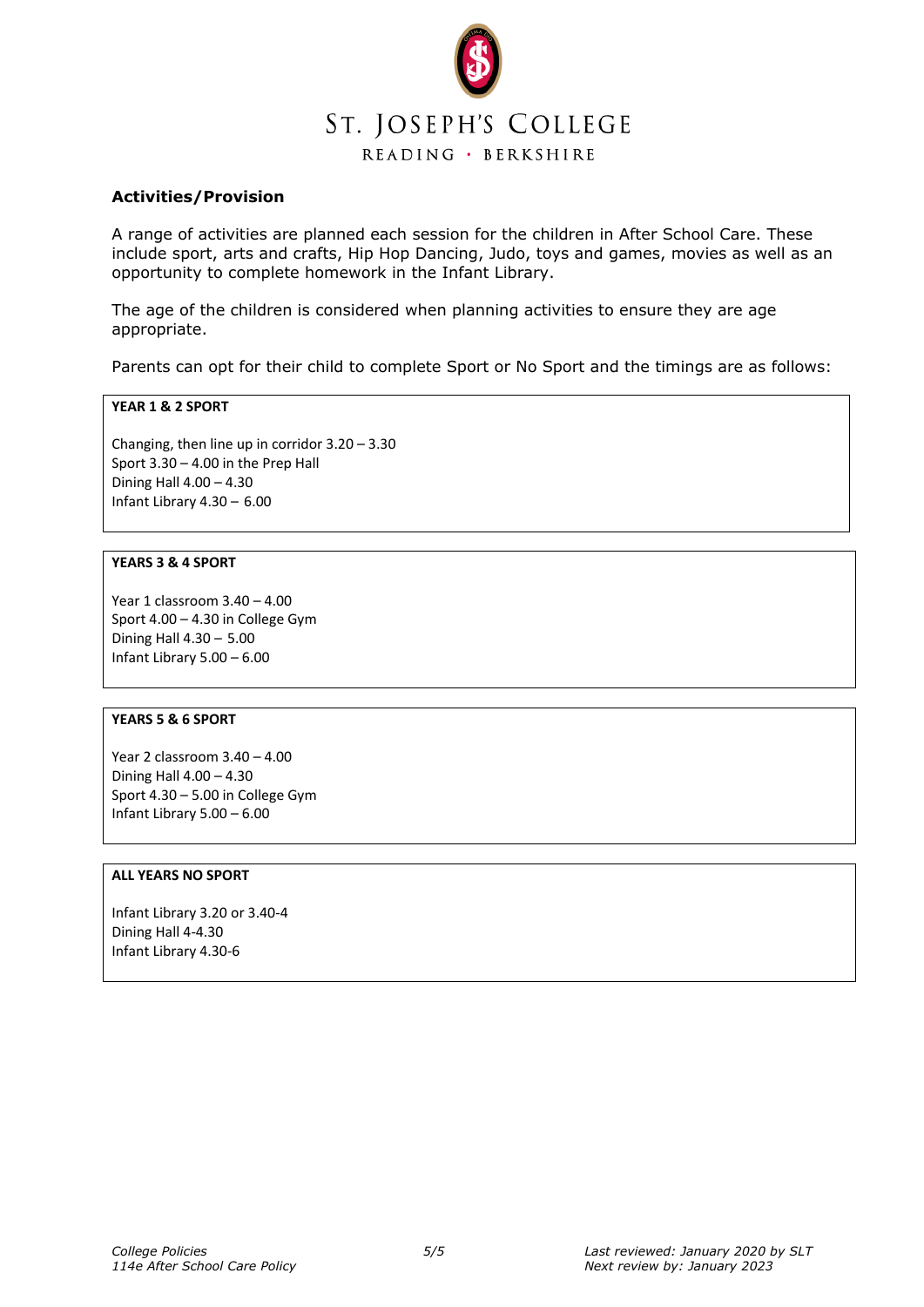**Activities/Provision**

A range of activities are planned each session for the children in After School Care. These include sport, arts and crafts, Hip Hop Dancing, Judo, toys and games, movies as well as an opportunity to complete homework in the Infant Library.

The age of the children is considered when planning activities to ensure they are age appropriate.

Parents can opt for their child to complete Sport or No Sport and the timings are as follows:

**YEAR 1 & 2 SPORT**

Changing, then line up in corridor 3.20 – 3.30
Sport 3.30 – 4.00 in the Prep Hall
Dining Hall 4.00 – 4.30
Infant Library 4.30 – 6.00

**YEARS 3 & 4 SPORT**

Year 1 classroom 3.40 – 4.00
Sport 4.00 – 4.30 in College Gym
Dining Hall 4.30 – 5.00
Infant Library 5.00 – 6.00

**YEARS 5 & 6 SPORT**

Year 2 classroom 3.40 – 4.00
Dining Hall 4.00 – 4.30
Sport 4.30 – 5.00 in College Gym
Infant Library 5.00 – 6.00

**ALL YEARS NO SPORT**

Infant Library 3.20 or 3.40-4
Dining Hall 4-4.30
Infant Library 4.30-6